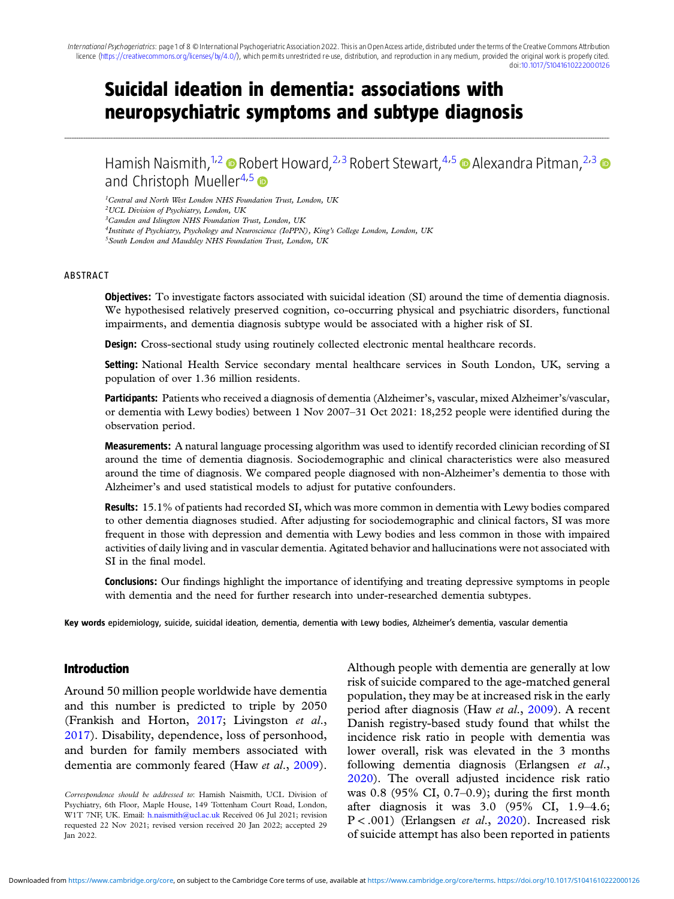# Suicidal ideation in dementia: associations with neuropsychiatric symptoms and subtype diagnosis

Hamish Naismith,[1,2] Robert Howard,[2,3] Robert Stewart,[4,5] Alexandra Pitman,[2,3] and Christoph Mueller[4,5]

[1] *Central and North West London NHS Foundation Trust, London, UK*
[2] *UCL Division of Psychiatry, London, UK*
[3] *Camden and Islington NHS Foundation Trust, London, UK*
[4] *Institute of Psychiatry, Psychology and Neuroscience (IoPPN), King's College London, London, UK*
[5] *South London and Maudsley NHS Foundation Trust, London, UK*

## ABSTRACT

**Objectives:** To investigate factors associated with suicidal ideation (SI) around the time of dementia diagnosis. We hypothesised relatively preserved cognition, co-occurring physical and psychiatric disorders, functional impairments, and dementia diagnosis subtype would be associated with a higher risk of SI.

**Design:** Cross-sectional study using routinely collected electronic mental healthcare records.

**Setting:** National Health Service secondary mental healthcare services in South London, UK, serving a population of over 1.36 million residents.

**Participants:** Patients who received a diagnosis of dementia (Alzheimer's, vascular, mixed Alzheimer's/vascular, or dementia with Lewy bodies) between 1 Nov 2007–31 Oct 2021: 18,252 people were identified during the observation period.

**Measurements:** A natural language processing algorithm was used to identify recorded clinician recording of SI around the time of dementia diagnosis. Sociodemographic and clinical characteristics were also measured around the time of diagnosis. We compared people diagnosed with non-Alzheimer's dementia to those with Alzheimer's and used statistical models to adjust for putative confounders.

**Results:** 15.1% of patients had recorded SI, which was more common in dementia with Lewy bodies compared to other dementia diagnoses studied. After adjusting for sociodemographic and clinical factors, SI was more frequent in those with depression and dementia with Lewy bodies and less common in those with impaired activities of daily living and in vascular dementia. Agitated behavior and hallucinations were not associated with SI in the final model.

**Conclusions:** Our findings highlight the importance of identifying and treating depressive symptoms in people with dementia and the need for further research into under-researched dementia subtypes.

**Key words** epidemiology, suicide, suicidal ideation, dementia, dementia with Lewy bodies, Alzheimer's dementia, vascular dementia

## Introduction

Around 50 million people worldwide have dementia and this number is predicted to triple by 2050 (Frankish and Horton, 2017; Livingston *et al.*, 2017). Disability, dependence, loss of personhood, and burden for family members associated with dementia are commonly feared (Haw *et al.*, 2009). Although people with dementia are generally at low risk of suicide compared to the age-matched general population, they may be at increased risk in the early period after diagnosis (Haw *et al.*, 2009). A recent Danish registry-based study found that whilst the incidence risk ratio in people with dementia was lower overall, risk was elevated in the 3 months following dementia diagnosis (Erlangsen *et al.*, 2020). The overall adjusted incidence risk ratio was 0.8 (95% CI, 0.7–0.9); during the first month after diagnosis it was 3.0 (95% CI, 1.9–4.6; $P < .001$) (Erlangsen *et al.*, 2020). Increased risk of suicide attempt has also been reported in patients

*Correspondence should be addressed to*: Hamish Naismith, UCL Division of Psychiatry, 6th Floor, Maple House, 149 Tottenham Court Road, London, W1T 7NF, UK. Email: h.naismith@ucl.ac.uk Received 06 Jul 2021; revision requested 22 Nov 2021; revised version received 20 Jan 2022; accepted 29 Jan 2022.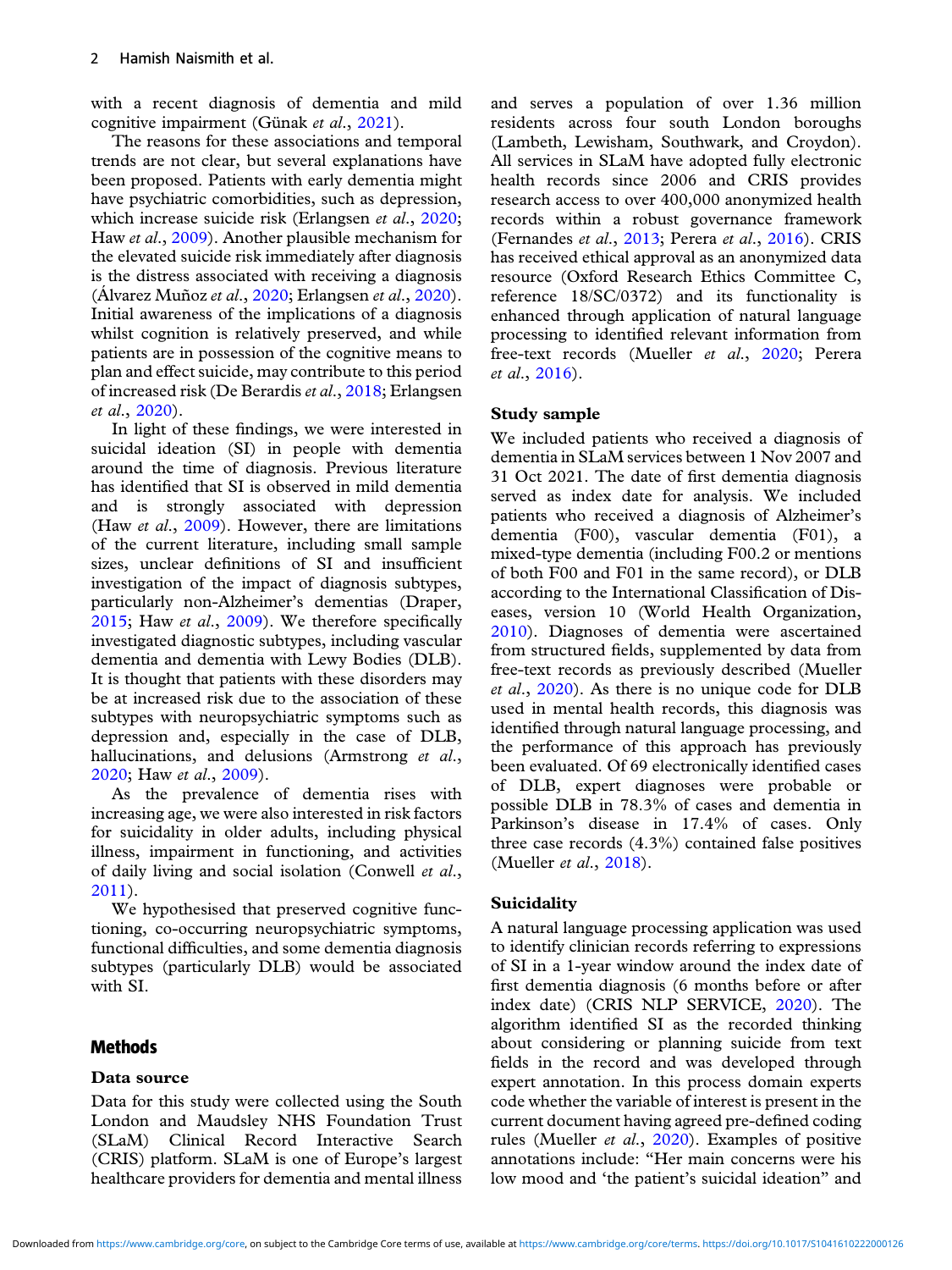with a recent diagnosis of dementia and mild cognitive impairment (Günak *et al.*, 2021).

The reasons for these associations and temporal trends are not clear, but several explanations have been proposed. Patients with early dementia might have psychiatric comorbidities, such as depression, which increase suicide risk (Erlangsen *et al.*, 2020; Haw *et al.*, 2009). Another plausible mechanism for the elevated suicide risk immediately after diagnosis is the distress associated with receiving a diagnosis (Álvarez Muñoz *et al.*, 2020; Erlangsen *et al.*, 2020). Initial awareness of the implications of a diagnosis whilst cognition is relatively preserved, and while patients are in possession of the cognitive means to plan and effect suicide, may contribute to this period of increased risk (De Berardis *et al.*, 2018; Erlangsen *et al.*, 2020).

In light of these findings, we were interested in suicidal ideation (SI) in people with dementia around the time of diagnosis. Previous literature has identified that SI is observed in mild dementia and is strongly associated with depression (Haw *et al.*, 2009). However, there are limitations of the current literature, including small sample sizes, unclear definitions of SI and insufficient investigation of the impact of diagnosis subtypes, particularly non-Alzheimer's dementias (Draper, 2015; Haw *et al.*, 2009). We therefore specifically investigated diagnostic subtypes, including vascular dementia and dementia with Lewy Bodies (DLB). It is thought that patients with these disorders may be at increased risk due to the association of these subtypes with neuropsychiatric symptoms such as depression and, especially in the case of DLB, hallucinations, and delusions (Armstrong *et al.*, 2020; Haw *et al.*, 2009).

As the prevalence of dementia rises with increasing age, we were also interested in risk factors for suicidality in older adults, including physical illness, impairment in functioning, and activities of daily living and social isolation (Conwell *et al.*, 2011).

We hypothesised that preserved cognitive functioning, co-occurring neuropsychiatric symptoms, functional difficulties, and some dementia diagnosis subtypes (particularly DLB) would be associated with SI.

## Methods

### Data source

Data for this study were collected using the South London and Maudsley NHS Foundation Trust (SLaM) Clinical Record Interactive Search (CRIS) platform. SLaM is one of Europe's largest healthcare providers for dementia and mental illness and serves a population of over 1.36 million residents across four south London boroughs (Lambeth, Lewisham, Southwark, and Croydon). All services in SLaM have adopted fully electronic health records since 2006 and CRIS provides research access to over 400,000 anonymized health records within a robust governance framework (Fernandes *et al.*, 2013; Perera *et al.*, 2016). CRIS has received ethical approval as an anonymized data resource (Oxford Research Ethics Committee C, reference 18/SC/0372) and its functionality is enhanced through application of natural language processing to identified relevant information from free-text records (Mueller *et al.*, 2020; Perera *et al.*, 2016).

### Study sample

We included patients who received a diagnosis of dementia in SLaM services between 1 Nov 2007 and 31 Oct 2021. The date of first dementia diagnosis served as index date for analysis. We included patients who received a diagnosis of Alzheimer's dementia (F00), vascular dementia (F01), a mixed-type dementia (including F00.2 or mentions of both F00 and F01 in the same record), or DLB according to the International Classification of Diseases, version 10 (World Health Organization, 2010). Diagnoses of dementia were ascertained from structured fields, supplemented by data from free-text records as previously described (Mueller *et al.*, 2020). As there is no unique code for DLB used in mental health records, this diagnosis was identified through natural language processing, and the performance of this approach has previously been evaluated. Of 69 electronically identified cases of DLB, expert diagnoses were probable or possible DLB in 78.3% of cases and dementia in Parkinson's disease in 17.4% of cases. Only three case records (4.3%) contained false positives (Mueller *et al.*, 2018).

### Suicidality

A natural language processing application was used to identify clinician records referring to expressions of SI in a 1-year window around the index date of first dementia diagnosis (6 months before or after index date) (CRIS NLP SERVICE, 2020). The algorithm identified SI as the recorded thinking about considering or planning suicide from text fields in the record and was developed through expert annotation. In this process domain experts code whether the variable of interest is present in the current document having agreed pre-defined coding rules (Mueller *et al.*, 2020). Examples of positive annotations include: "Her main concerns were his low mood and 'the patient's suicidal ideation" and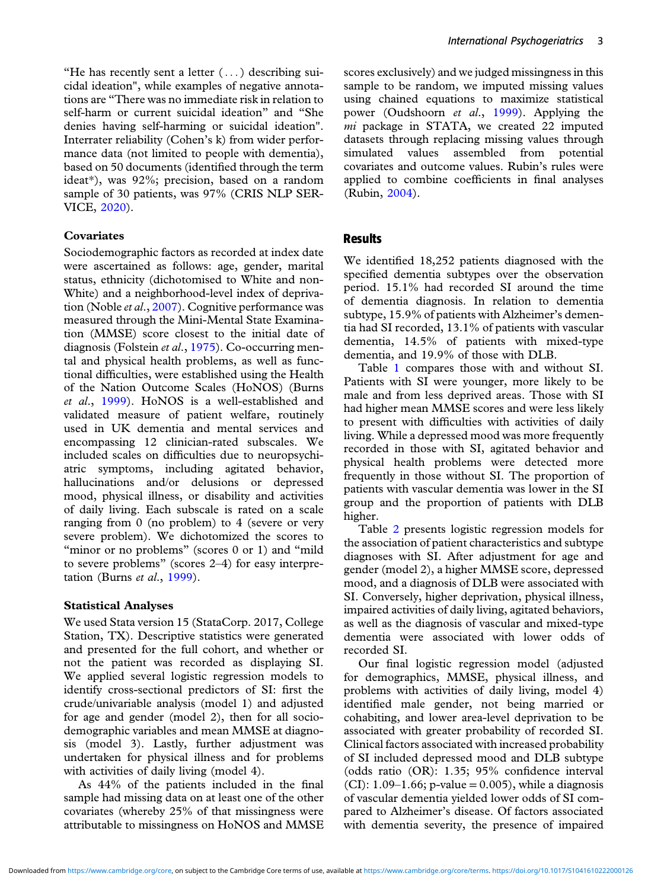"He has recently sent a letter (...) describing suicidal ideation", while examples of negative annotations are "There was no immediate risk in relation to self-harm or current suicidal ideation" and "She denies having self-harming or suicidal ideation". Interrater reliability (Cohen's k) from wider performance data (not limited to people with dementia), based on 50 documents (identified through the term ideat*), was 92%; precision, based on a random sample of 30 patients, was 97% (CRIS NLP SERVICE, 2020).

### Covariates

Sociodemographic factors as recorded at index date were ascertained as follows: age, gender, marital status, ethnicity (dichotomised to White and non-White) and a neighborhood-level index of deprivation (Noble *et al.*, 2007). Cognitive performance was measured through the Mini-Mental State Examination (MMSE) score closest to the initial date of diagnosis (Folstein *et al.*, 1975). Co-occurring mental and physical health problems, as well as functional difficulties, were established using the Health of the Nation Outcome Scales (HoNOS) (Burns *et al.*, 1999). HoNOS is a well-established and validated measure of patient welfare, routinely used in UK dementia and mental services and encompassing 12 clinician-rated subscales. We included scales on difficulties due to neuropsychiatric symptoms, including agitated behavior, hallucinations and/or delusions or depressed mood, physical illness, or disability and activities of daily living. Each subscale is rated on a scale ranging from 0 (no problem) to 4 (severe or very severe problem). We dichotomized the scores to "minor or no problems" (scores 0 or 1) and "mild to severe problems" (scores 2–4) for easy interpretation (Burns *et al.*, 1999).

### Statistical Analyses

We used Stata version 15 (StataCorp. 2017, College Station, TX). Descriptive statistics were generated and presented for the full cohort, and whether or not the patient was recorded as displaying SI. We applied several logistic regression models to identify cross-sectional predictors of SI: first the crude/univariable analysis (model 1) and adjusted for age and gender (model 2), then for all sociodemographic variables and mean MMSE at diagnosis (model 3). Lastly, further adjustment was undertaken for physical illness and for problems with activities of daily living (model 4).

As 44% of the patients included in the final sample had missing data on at least one of the other covariates (whereby 25% of that missingness were attributable to missingness on HoNOS and MMSE scores exclusively) and we judged missingness in this sample to be random, we imputed missing values using chained equations to maximize statistical power (Oudshoorn *et al.*, 1999). Applying the *mi* package in STATA, we created 22 imputed datasets through replacing missing values through simulated values assembled from potential covariates and outcome values. Rubin's rules were applied to combine coefficients in final analyses (Rubin, 2004).

## Results

We identified 18,252 patients diagnosed with the specified dementia subtypes over the observation period. 15.1% had recorded SI around the time of dementia diagnosis. In relation to dementia subtype, 15.9% of patients with Alzheimer's dementia had SI recorded, 13.1% of patients with vascular dementia, 14.5% of patients with mixed-type dementia, and 19.9% of those with DLB.

Table 1 compares those with and without SI. Patients with SI were younger, more likely to be male and from less deprived areas. Those with SI had higher mean MMSE scores and were less likely to present with difficulties with activities of daily living. While a depressed mood was more frequently recorded in those with SI, agitated behavior and physical health problems were detected more frequently in those without SI. The proportion of patients with vascular dementia was lower in the SI group and the proportion of patients with DLB higher.

Table 2 presents logistic regression models for the association of patient characteristics and subtype diagnoses with SI. After adjustment for age and gender (model 2), a higher MMSE score, depressed mood, and a diagnosis of DLB were associated with SI. Conversely, higher deprivation, physical illness, impaired activities of daily living, agitated behaviors, as well as the diagnosis of vascular and mixed-type dementia were associated with lower odds of recorded SI.

Our final logistic regression model (adjusted for demographics, MMSE, physical illness, and problems with activities of daily living, model 4) identified male gender, not being married or cohabiting, and lower area-level deprivation to be associated with greater probability of recorded SI. Clinical factors associated with increased probability of SI included depressed mood and DLB subtype (odds ratio (OR): 1.35; 95% confidence interval (CI): 1.09–1.66; p-value = 0.005), while a diagnosis of vascular dementia yielded lower odds of SI compared to Alzheimer's disease. Of factors associated with dementia severity, the presence of impaired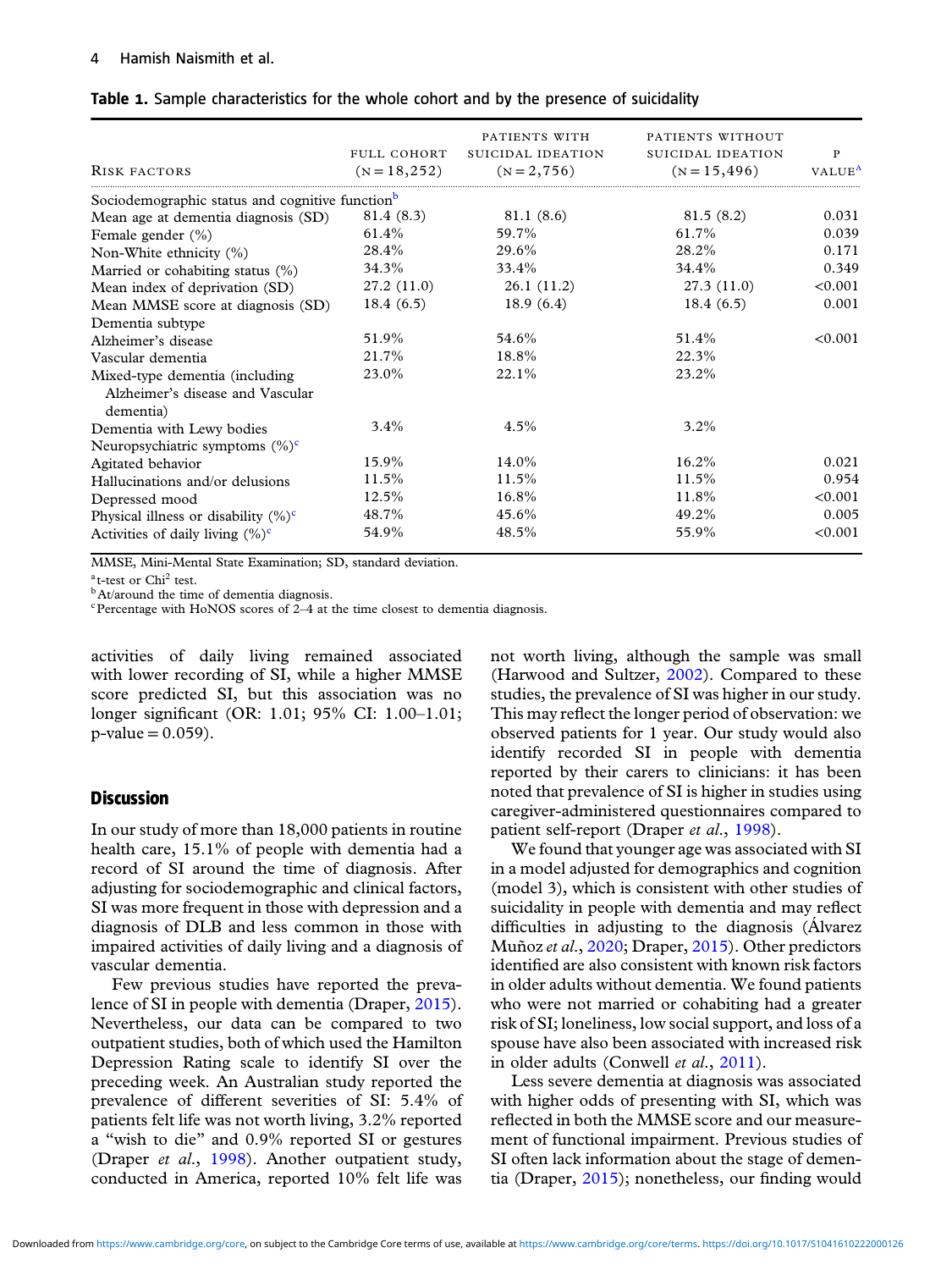**Table 1.** Sample characteristics for the whole cohort and by the presence of suicidality

| Risk factors | Full cohort (N = 18,252) | Patients with suicidal ideation (N = 2,756) | Patients without suicidal ideation (N = 15,496) | P value[a] |
|---|---|---|---|---|
| Sociodemographic status and cognitive function[b] | | | | |
| Mean age at dementia diagnosis (SD) | 81.4 (8.3) | 81.1 (8.6) | 81.5 (8.2) | 0.031 |
| Female gender (%) | 61.4% | 59.7% | 61.7% | 0.039 |
| Non-White ethnicity (%) | 28.4% | 29.6% | 28.2% | 0.171 |
| Married or cohabiting status (%) | 34.3% | 33.4% | 34.4% | 0.349 |
| Mean index of deprivation (SD) | 27.2 (11.0) | 26.1 (11.2) | 27.3 (11.0) | <0.001 |
| Mean MMSE score at diagnosis (SD) | 18.4 (6.5) | 18.9 (6.4) | 18.4 (6.5) | 0.001 |
| Dementia subtype | | | | |
| Alzheimer's disease | 51.9% | 54.6% | 51.4% | <0.001 |
| Vascular dementia | 21.7% | 18.8% | 22.3% | |
| Mixed-type dementia (including Alzheimer's disease and Vascular dementia) | 23.0% | 22.1% | 23.2% | |
| Dementia with Lewy bodies | 3.4% | 4.5% | 3.2% | |
| Neuropsychiatric symptoms (%)[c] | | | | |
| Agitated behavior | 15.9% | 14.0% | 16.2% | 0.021 |
| Hallucinations and/or delusions | 11.5% | 11.5% | 11.5% | 0.954 |
| Depressed mood | 12.5% | 16.8% | 11.8% | <0.001 |
| Physical illness or disability (%)[c] | 48.7% | 45.6% | 49.2% | 0.005 |
| Activities of daily living (%)[c] | 54.9% | 48.5% | 55.9% | <0.001 |

MMSE, Mini-Mental State Examination; SD, standard deviation.

[a] t-test or $Chi^2$ test.

[b] At/around the time of dementia diagnosis.

[c] Percentage with HoNOS scores of 2–4 at the time closest to dementia diagnosis.

activities of daily living remained associated with lower recording of SI, while a higher MMSE score predicted SI, but this association was no longer significant (OR: 1.01; 95% CI: 1.00–1.01; p-value = 0.059).

## Discussion

In our study of more than 18,000 patients in routine health care, 15.1% of people with dementia had a record of SI around the time of diagnosis. After adjusting for sociodemographic and clinical factors, SI was more frequent in those with depression and a diagnosis of DLB and less common in those with impaired activities of daily living and a diagnosis of vascular dementia.

Few previous studies have reported the prevalence of SI in people with dementia (Draper, 2015). Nevertheless, our data can be compared to two outpatient studies, both of which used the Hamilton Depression Rating scale to identify SI over the preceding week. An Australian study reported the prevalence of different severities of SI: 5.4% of patients felt life was not worth living, 3.2% reported a "wish to die" and 0.9% reported SI or gestures (Draper *et al.*, 1998). Another outpatient study, conducted in America, reported 10% felt life was not worth living, although the sample was small (Harwood and Sultzer, 2002). Compared to these studies, the prevalence of SI was higher in our study. This may reflect the longer period of observation: we observed patients for 1 year. Our study would also identify recorded SI in people with dementia reported by their carers to clinicians: it has been noted that prevalence of SI is higher in studies using caregiver-administered questionnaires compared to patient self-report (Draper *et al.*, 1998).

We found that younger age was associated with SI in a model adjusted for demographics and cognition (model 3), which is consistent with other studies of suicidality in people with dementia and may reflect difficulties in adjusting to the diagnosis (Álvarez Muñoz *et al.*, 2020; Draper, 2015). Other predictors identified are also consistent with known risk factors in older adults without dementia. We found patients who were not married or cohabiting had a greater risk of SI; loneliness, low social support, and loss of a spouse have also been associated with increased risk in older adults (Conwell *et al.*, 2011).

Less severe dementia at diagnosis was associated with higher odds of presenting with SI, which was reflected in both the MMSE score and our measurement of functional impairment. Previous studies of SI often lack information about the stage of dementia (Draper, 2015); nonetheless, our finding would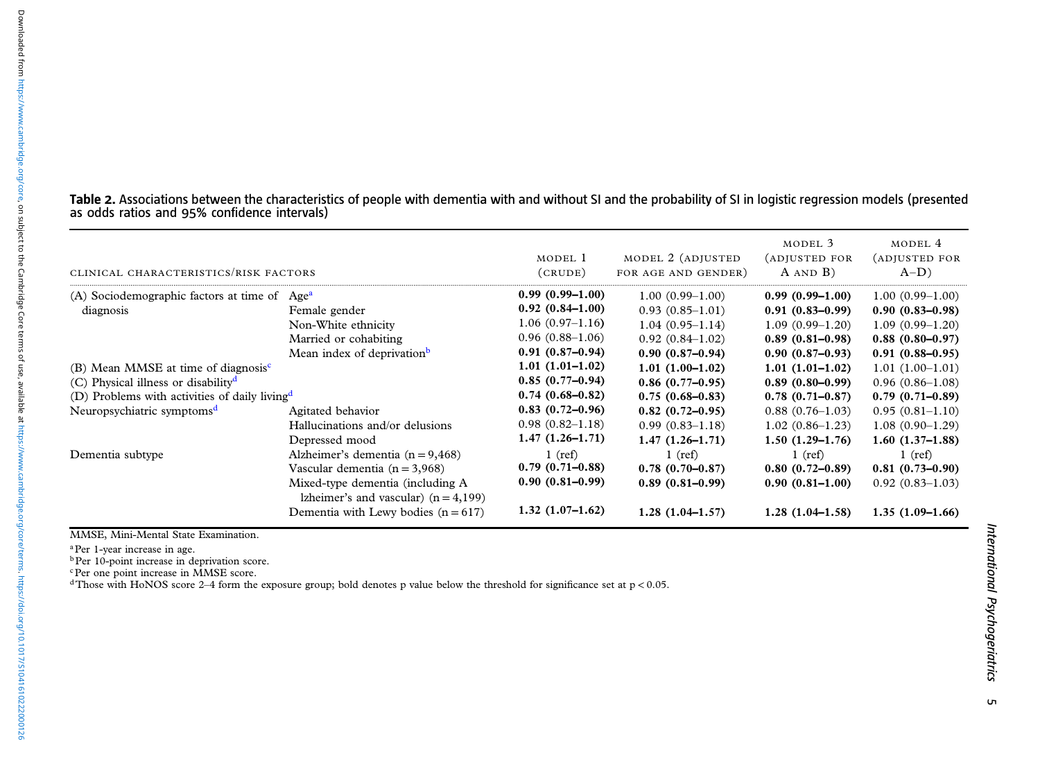**Table 2.** Associations between the characteristics of people with dementia with and without SI and the probability of SI in logistic regression models (presented as odds ratios and 95% confidence intervals)

| Clinical characteristics/risk factors | | Model 1 (crude) | Model 2 (adjusted for age and gender) | Model 3 (adjusted for A and B) | Model 4 (adjusted for A–D) |
|---|---|---|---|---|---|
| (A) Sociodemographic factors at time of diagnosis | Age[a] | **0.99 (0.99–1.00)** | 1.00 (0.99–1.00) | **0.99 (0.99–1.00)** | 1.00 (0.99–1.00) |
| | Female gender | **0.92 (0.84–1.00)** | 0.93 (0.85–1.01) | **0.91 (0.83–0.99)** | **0.90 (0.83–0.98)** |
| | Non-White ethnicity | 1.06 (0.97–1.16) | 1.04 (0.95–1.14) | 1.09 (0.99–1.20) | 1.09 (0.99–1.20) |
| | Married or cohabiting | 0.96 (0.88–1.06) | 0.92 (0.84–1.02) | **0.89 (0.81–0.98)** | **0.88 (0.80–0.97)** |
| | Mean index of deprivation[b] | **0.91 (0.87–0.94)** | **0.90 (0.87–0.94)** | **0.90 (0.87–0.93)** | **0.91 (0.88–0.95)** |
| (B) Mean MMSE at time of diagnosis[c] | | **1.01 (1.01–1.02)** | **1.01 (1.00–1.02)** | **1.01 (1.01–1.02)** | 1.01 (1.00–1.01) |
| (C) Physical illness or disability[d] | | **0.85 (0.77–0.94)** | **0.86 (0.77–0.95)** | **0.89 (0.80–0.99)** | 0.96 (0.86–1.08) |
| (D) Problems with activities of daily living[d] | | **0.74 (0.68–0.82)** | **0.75 (0.68–0.83)** | **0.78 (0.71–0.87)** | **0.79 (0.71–0.89)** |
| Neuropsychiatric symptoms[d] | Agitated behavior | **0.83 (0.72–0.96)** | **0.82 (0.72–0.95)** | 0.88 (0.76–1.03) | 0.95 (0.81–1.10) |
| | Hallucinations and/or delusions | 0.98 (0.82–1.18) | 0.99 (0.83–1.18) | 1.02 (0.86–1.23) | 1.08 (0.90–1.29) |
| | Depressed mood | **1.47 (1.26–1.71)** | **1.47 (1.26–1.71)** | **1.50 (1.29–1.76)** | **1.60 (1.37–1.88)** |
| Dementia subtype | Alzheimer's dementia (n = 9,468) | 1 (ref) | 1 (ref) | 1 (ref) | 1 (ref) |
| | Vascular dementia (n = 3,968) | **0.79 (0.71–0.88)** | **0.78 (0.70–0.87)** | **0.80 (0.72–0.89)** | **0.81 (0.73–0.90)** |
| | Mixed-type dementia (including Alzheimer's and vascular) (n = 4,199) | **0.90 (0.81–0.99)** | **0.89 (0.81–0.99)** | **0.90 (0.81–1.00)** | 0.92 (0.83–1.03) |
| | Dementia with Lewy bodies (n = 617) | **1.32 (1.07–1.62)** | **1.28 (1.04–1.57)** | **1.28 (1.04–1.58)** | **1.35 (1.09–1.66)** |

MMSE, Mini-Mental State Examination.

[a] Per 1-year increase in age.

[b] Per 10-point increase in deprivation score.

[c] Per one point increase in MMSE score.

[d] Those with HoNOS score 2–4 form the exposure group; bold denotes p value below the threshold for significance set at $p < 0.05$.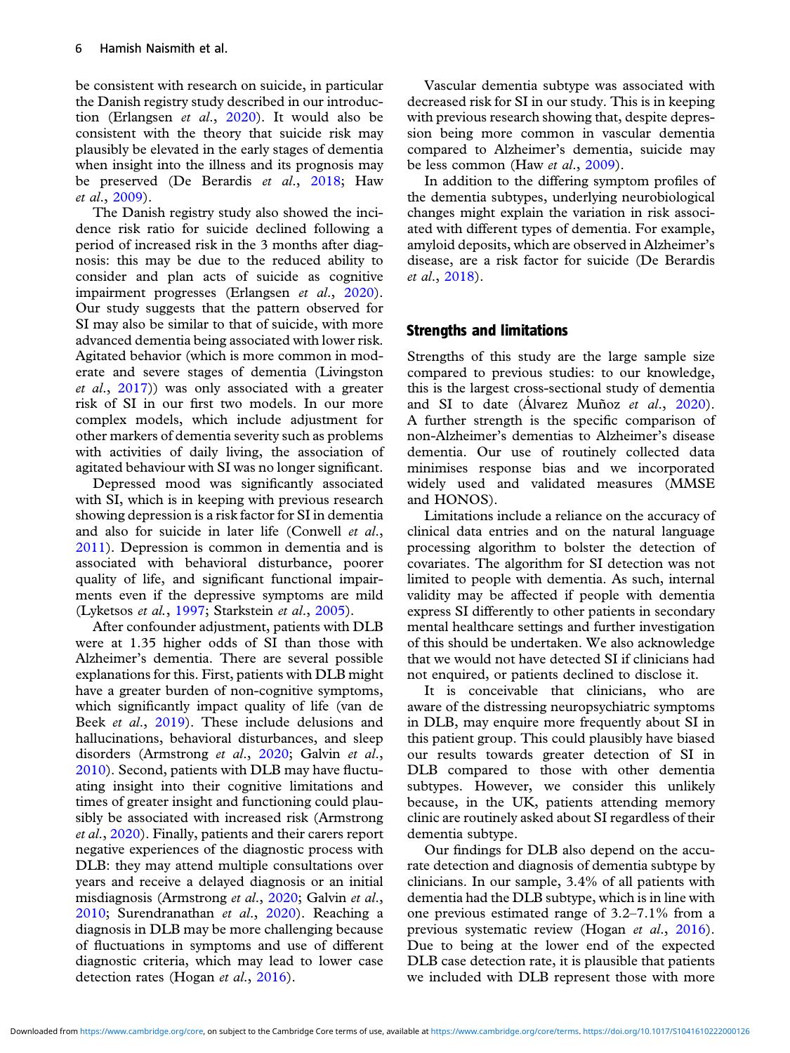be consistent with research on suicide, in particular the Danish registry study described in our introduction (Erlangsen *et al.*, 2020). It would also be consistent with the theory that suicide risk may plausibly be elevated in the early stages of dementia when insight into the illness and its prognosis may be preserved (De Berardis *et al.*, 2018; Haw *et al.*, 2009).

The Danish registry study also showed the incidence risk ratio for suicide declined following a period of increased risk in the 3 months after diagnosis: this may be due to the reduced ability to consider and plan acts of suicide as cognitive impairment progresses (Erlangsen *et al.*, 2020). Our study suggests that the pattern observed for SI may also be similar to that of suicide, with more advanced dementia being associated with lower risk. Agitated behavior (which is more common in moderate and severe stages of dementia (Livingston *et al.*, 2017)) was only associated with a greater risk of SI in our first two models. In our more complex models, which include adjustment for other markers of dementia severity such as problems with activities of daily living, the association of agitated behaviour with SI was no longer significant.

Depressed mood was significantly associated with SI, which is in keeping with previous research showing depression is a risk factor for SI in dementia and also for suicide in later life (Conwell *et al.*, 2011). Depression is common in dementia and is associated with behavioral disturbance, poorer quality of life, and significant functional impairments even if the depressive symptoms are mild (Lyketsos *et al.*, 1997; Starkstein *et al.*, 2005).

After confounder adjustment, patients with DLB were at 1.35 higher odds of SI than those with Alzheimer's dementia. There are several possible explanations for this. First, patients with DLB might have a greater burden of non-cognitive symptoms, which significantly impact quality of life (van de Beek *et al.*, 2019). These include delusions and hallucinations, behavioral disturbances, and sleep disorders (Armstrong *et al.*, 2020; Galvin *et al.*, 2010). Second, patients with DLB may have fluctuating insight into their cognitive limitations and times of greater insight and functioning could plausibly be associated with increased risk (Armstrong *et al.*, 2020). Finally, patients and their carers report negative experiences of the diagnostic process with DLB: they may attend multiple consultations over years and receive a delayed diagnosis or an initial misdiagnosis (Armstrong *et al.*, 2020; Galvin *et al.*, 2010; Surendranathan *et al.*, 2020). Reaching a diagnosis in DLB may be more challenging because of fluctuations in symptoms and use of different diagnostic criteria, which may lead to lower case detection rates (Hogan *et al.*, 2016).

Vascular dementia subtype was associated with decreased risk for SI in our study. This is in keeping with previous research showing that, despite depression being more common in vascular dementia compared to Alzheimer's dementia, suicide may be less common (Haw *et al.*, 2009).

In addition to the differing symptom profiles of the dementia subtypes, underlying neurobiological changes might explain the variation in risk associated with different types of dementia. For example, amyloid deposits, which are observed in Alzheimer's disease, are a risk factor for suicide (De Berardis *et al.*, 2018).

## Strengths and limitations

Strengths of this study are the large sample size compared to previous studies: to our knowledge, this is the largest cross-sectional study of dementia and SI to date (Álvarez Muñoz *et al.*, 2020). A further strength is the specific comparison of non-Alzheimer's dementias to Alzheimer's disease dementia. Our use of routinely collected data minimises response bias and we incorporated widely used and validated measures (MMSE and HONOS).

Limitations include a reliance on the accuracy of clinical data entries and on the natural language processing algorithm to bolster the detection of covariates. The algorithm for SI detection was not limited to people with dementia. As such, internal validity may be affected if people with dementia express SI differently to other patients in secondary mental healthcare settings and further investigation of this should be undertaken. We also acknowledge that we would not have detected SI if clinicians had not enquired, or patients declined to disclose it.

It is conceivable that clinicians, who are aware of the distressing neuropsychiatric symptoms in DLB, may enquire more frequently about SI in this patient group. This could plausibly have biased our results towards greater detection of SI in DLB compared to those with other dementia subtypes. However, we consider this unlikely because, in the UK, patients attending memory clinic are routinely asked about SI regardless of their dementia subtype.

Our findings for DLB also depend on the accurate detection and diagnosis of dementia subtype by clinicians. In our sample, 3.4% of all patients with dementia had the DLB subtype, which is in line with one previous estimated range of 3.2–7.1% from a previous systematic review (Hogan *et al.*, 2016). Due to being at the lower end of the expected DLB case detection rate, it is plausible that patients we included with DLB represent those with more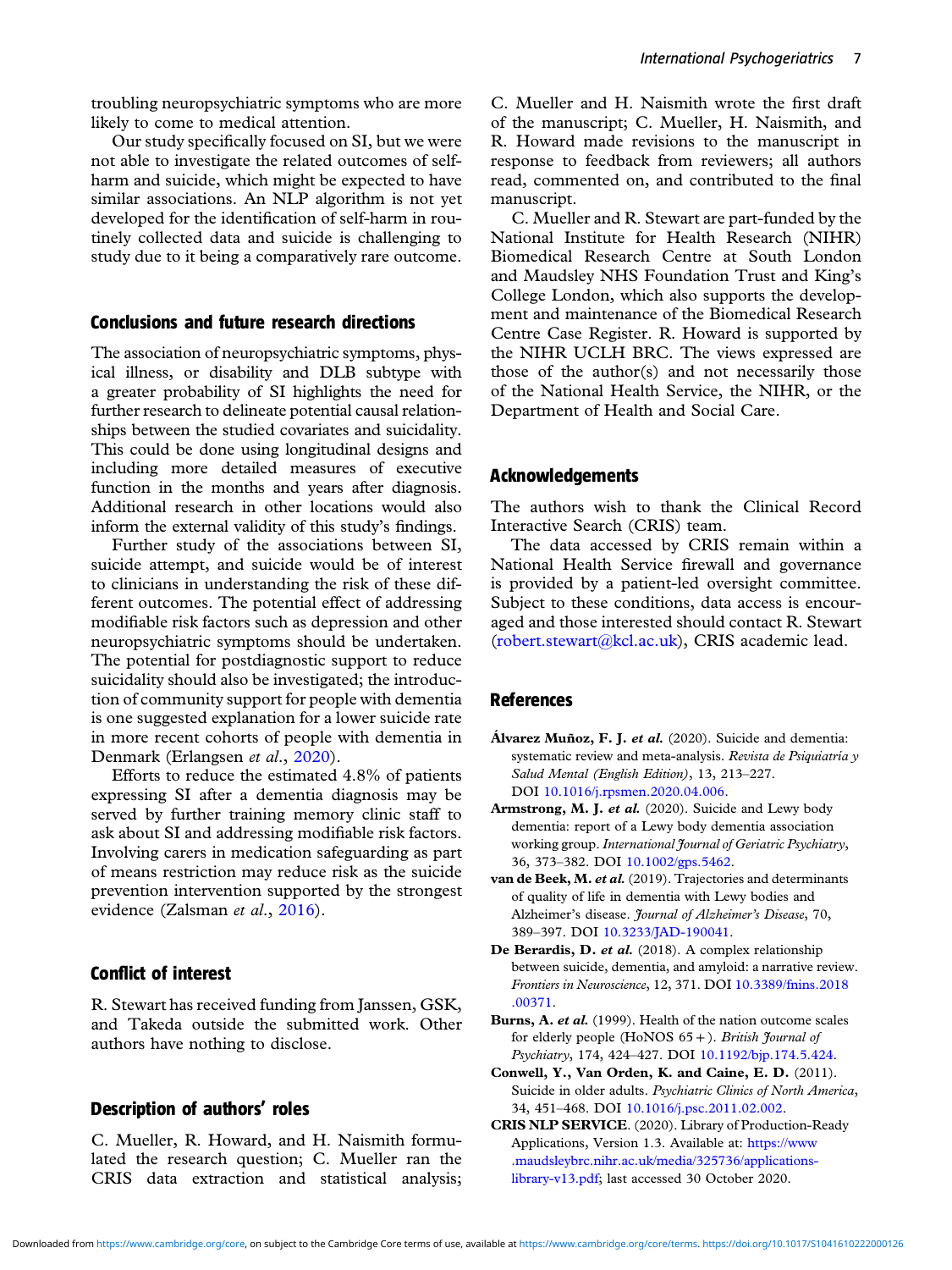troubling neuropsychiatric symptoms who are more likely to come to medical attention.

Our study specifically focused on SI, but we were not able to investigate the related outcomes of self-harm and suicide, which might be expected to have similar associations. An NLP algorithm is not yet developed for the identification of self-harm in routinely collected data and suicide is challenging to study due to it being a comparatively rare outcome.

## Conclusions and future research directions

The association of neuropsychiatric symptoms, physical illness, or disability and DLB subtype with a greater probability of SI highlights the need for further research to delineate potential causal relationships between the studied covariates and suicidality. This could be done using longitudinal designs and including more detailed measures of executive function in the months and years after diagnosis. Additional research in other locations would also inform the external validity of this study's findings.

Further study of the associations between SI, suicide attempt, and suicide would be of interest to clinicians in understanding the risk of these different outcomes. The potential effect of addressing modifiable risk factors such as depression and other neuropsychiatric symptoms should be undertaken. The potential for postdiagnostic support to reduce suicidality should also be investigated; the introduction of community support for people with dementia is one suggested explanation for a lower suicide rate in more recent cohorts of people with dementia in Denmark (Erlangsen *et al.*, 2020).

Efforts to reduce the estimated 4.8% of patients expressing SI after a dementia diagnosis may be served by further training memory clinic staff to ask about SI and addressing modifiable risk factors. Involving carers in medication safeguarding as part of means restriction may reduce risk as the suicide prevention intervention supported by the strongest evidence (Zalsman *et al.*, 2016).

## Conflict of interest

R. Stewart has received funding from Janssen, GSK, and Takeda outside the submitted work. Other authors have nothing to disclose.

## Description of authors' roles

C. Mueller, R. Howard, and H. Naismith formulated the research question; C. Mueller ran the CRIS data extraction and statistical analysis; C. Mueller and H. Naismith wrote the first draft of the manuscript; C. Mueller, H. Naismith, and R. Howard made revisions to the manuscript in response to feedback from reviewers; all authors read, commented on, and contributed to the final manuscript.

C. Mueller and R. Stewart are part-funded by the National Institute for Health Research (NIHR) Biomedical Research Centre at South London and Maudsley NHS Foundation Trust and King's College London, which also supports the development and maintenance of the Biomedical Research Centre Case Register. R. Howard is supported by the NIHR UCLH BRC. The views expressed are those of the author(s) and not necessarily those of the National Health Service, the NIHR, or the Department of Health and Social Care.

## Acknowledgements

The authors wish to thank the Clinical Record Interactive Search (CRIS) team.

The data accessed by CRIS remain within a National Health Service firewall and governance is provided by a patient-led oversight committee. Subject to these conditions, data access is encouraged and those interested should contact R. Stewart (robert.stewart@kcl.ac.uk), CRIS academic lead.

## References

**Álvarez Muñoz, F. J. *et al.*** (2020). Suicide and dementia: systematic review and meta-analysis. *Revista de Psiquiatría y Salud Mental (English Edition)*, 13, 213–227. DOI 10.1016/j.rpsmen.2020.04.006.

**Armstrong, M. J. *et al.*** (2020). Suicide and Lewy body dementia: report of a Lewy body dementia association working group. *International Journal of Geriatric Psychiatry*, 36, 373–382. DOI 10.1002/gps.5462.

**van de Beek, M. *et al.*** (2019). Trajectories and determinants of quality of life in dementia with Lewy bodies and Alzheimer's disease. *Journal of Alzheimer's Disease*, 70, 389–397. DOI 10.3233/JAD-190041.

**De Berardis, D. *et al.*** (2018). A complex relationship between suicide, dementia, and amyloid: a narrative review. *Frontiers in Neuroscience*, 12, 371. DOI 10.3389/fnins.2018.00371.

**Burns, A. *et al.*** (1999). Health of the nation outcome scales for elderly people (HoNOS 65+). *British Journal of Psychiatry*, 174, 424–427. DOI 10.1192/bjp.174.5.424.

**Conwell, Y., Van Orden, K. and Caine, E. D.** (2011). Suicide in older adults. *Psychiatric Clinics of North America*, 34, 451–468. DOI 10.1016/j.psc.2011.02.002.

**CRIS NLP SERVICE**. (2020). Library of Production-Ready Applications, Version 1.3. Available at: https://www.maudsleybrc.nihr.ac.uk/media/325736/applications-library-v13.pdf; last accessed 30 October 2020.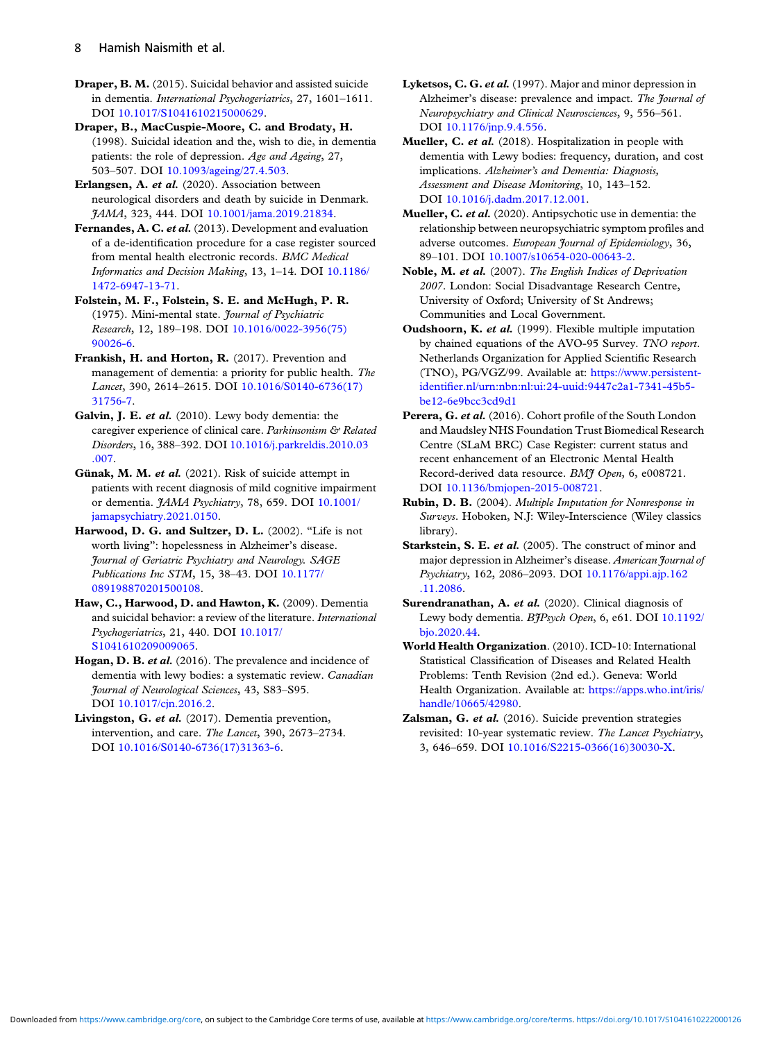**Draper, B. M.** (2015). Suicidal behavior and assisted suicide in dementia. *International Psychogeriatrics*, 27, 1601–1611. DOI 10.1017/S1041610215000629.

**Draper, B., MacCuspie-Moore, C. and Brodaty, H.** (1998). Suicidal ideation and the, wish to die, in dementia patients: the role of depression. *Age and Ageing*, 27, 503–507. DOI 10.1093/ageing/27.4.503.

**Erlangsen, A. *et al.*** (2020). Association between neurological disorders and death by suicide in Denmark. *JAMA*, 323, 444. DOI 10.1001/jama.2019.21834.

**Fernandes, A. C. *et al.*** (2013). Development and evaluation of a de-identification procedure for a case register sourced from mental health electronic records. *BMC Medical Informatics and Decision Making*, 13, 1–14. DOI 10.1186/1472-6947-13-71.

**Folstein, M. F., Folstein, S. E. and McHugh, P. R.** (1975). Mini-mental state. *Journal of Psychiatric Research*, 12, 189–198. DOI 10.1016/0022-3956(75)90026-6.

**Frankish, H. and Horton, R.** (2017). Prevention and management of dementia: a priority for public health. *The Lancet*, 390, 2614–2615. DOI 10.1016/S0140-6736(17)31756-7.

**Galvin, J. E. *et al.*** (2010). Lewy body dementia: the caregiver experience of clinical care. *Parkinsonism & Related Disorders*, 16, 388–392. DOI 10.1016/j.parkreldis.2010.03.007.

**Günak, M. M. *et al.*** (2021). Risk of suicide attempt in patients with recent diagnosis of mild cognitive impairment or dementia. *JAMA Psychiatry*, 78, 659. DOI 10.1001/jamapsychiatry.2021.0150.

**Harwood, D. G. and Sultzer, D. L.** (2002). "Life is not worth living": hopelessness in Alzheimer's disease. *Journal of Geriatric Psychiatry and Neurology. SAGE Publications Inc STM*, 15, 38–43. DOI 10.1177/089198870201500108.

**Haw, C., Harwood, D. and Hawton, K.** (2009). Dementia and suicidal behavior: a review of the literature. *International Psychogeriatrics*, 21, 440. DOI 10.1017/S1041610209009065.

**Hogan, D. B. *et al.*** (2016). The prevalence and incidence of dementia with lewy bodies: a systematic review. *Canadian Journal of Neurological Sciences*, 43, S83–S95. DOI 10.1017/cjn.2016.2.

**Livingston, G. *et al.*** (2017). Dementia prevention, intervention, and care. *The Lancet*, 390, 2673–2734. DOI 10.1016/S0140-6736(17)31363-6.

**Lyketsos, C. G. *et al.*** (1997). Major and minor depression in Alzheimer's disease: prevalence and impact. *The Journal of Neuropsychiatry and Clinical Neurosciences*, 9, 556–561. DOI 10.1176/jnp.9.4.556.

**Mueller, C. *et al.*** (2018). Hospitalization in people with dementia with Lewy bodies: frequency, duration, and cost implications. *Alzheimer's and Dementia: Diagnosis, Assessment and Disease Monitoring*, 10, 143–152. DOI 10.1016/j.dadm.2017.12.001.

**Mueller, C. *et al.*** (2020). Antipsychotic use in dementia: the relationship between neuropsychiatric symptom profiles and adverse outcomes. *European Journal of Epidemiology*, 36, 89–101. DOI 10.1007/s10654-020-00643-2.

**Noble, M. *et al.*** (2007). *The English Indices of Deprivation 2007*. London: Social Disadvantage Research Centre, University of Oxford; University of St Andrews; Communities and Local Government.

**Oudshoorn, K. *et al.*** (1999). Flexible multiple imputation by chained equations of the AVO-95 Survey. *TNO report*. Netherlands Organization for Applied Scientific Research (TNO), PG/VGZ/99. Available at: https://www.persistent-identifier.nl/urn:nbn:nl:ui:24-uuid:9447c2a1-7341-45b5-be12-6e9bcc3cd9d1

**Perera, G. *et al.*** (2016). Cohort profile of the South London and Maudsley NHS Foundation Trust Biomedical Research Centre (SLaM BRC) Case Register: current status and recent enhancement of an Electronic Mental Health Record-derived data resource. *BMJ Open*, 6, e008721. DOI 10.1136/bmjopen-2015-008721.

**Rubin, D. B.** (2004). *Multiple Imputation for Nonresponse in Surveys*. Hoboken, N.J: Wiley-Interscience (Wiley classics library).

**Starkstein, S. E. *et al.*** (2005). The construct of minor and major depression in Alzheimer's disease. *American Journal of Psychiatry*, 162, 2086–2093. DOI 10.1176/appi.ajp.162.11.2086.

**Surendranathan, A. *et al.*** (2020). Clinical diagnosis of Lewy body dementia. *BJPsych Open*, 6, e61. DOI 10.1192/bjo.2020.44.

**World Health Organization**. (2010). ICD-10: International Statistical Classification of Diseases and Related Health Problems: Tenth Revision (2nd ed.). Geneva: World Health Organization. Available at: https://apps.who.int/iris/handle/10665/42980.

**Zalsman, G. *et al.*** (2016). Suicide prevention strategies revisited: 10-year systematic review. *The Lancet Psychiatry*, 3, 646–659. DOI 10.1016/S2215-0366(16)30030-X.